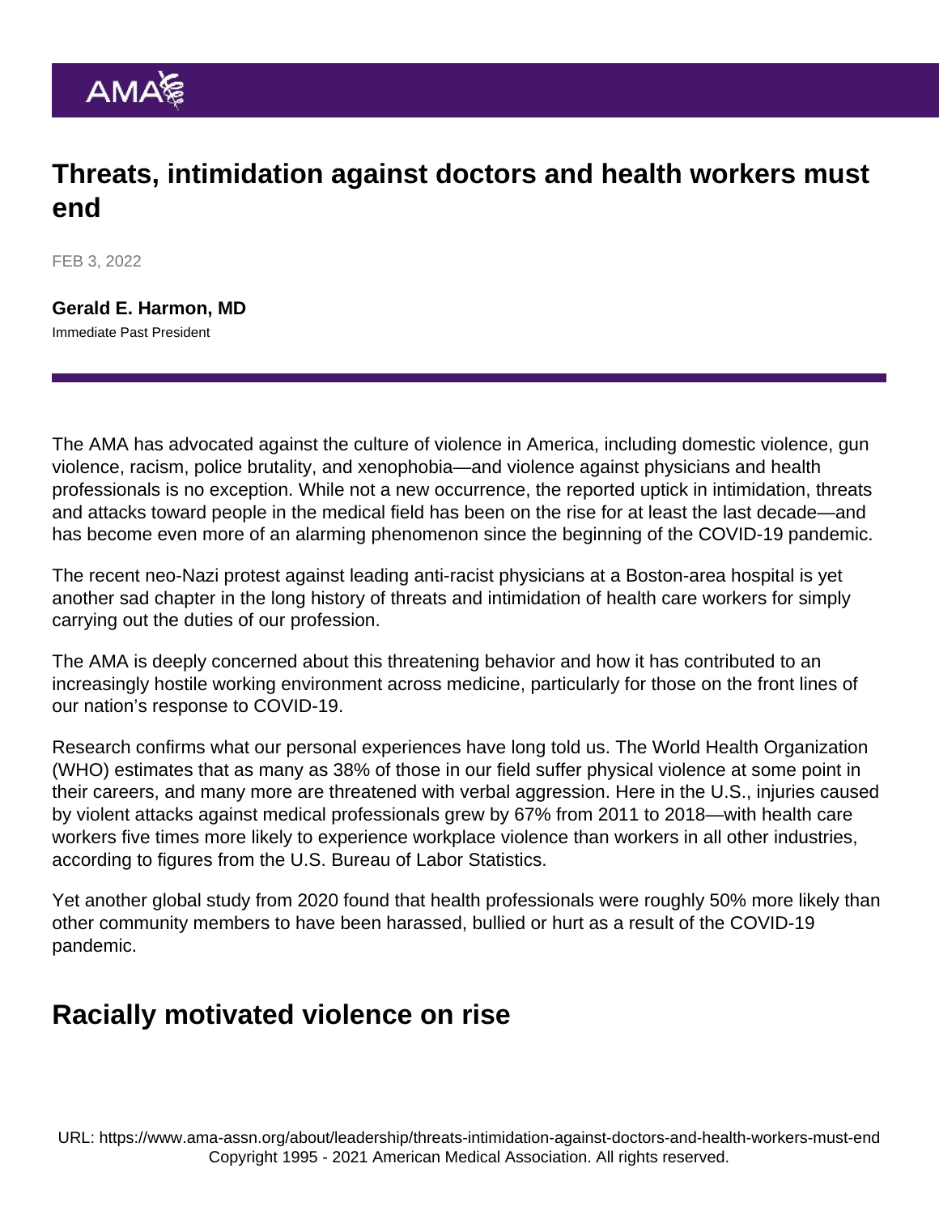# Threats, intimidation against doctors and health workers must end

FEB 3, 2022

**Gerald E. Harmon, MD**
Immediate Past President

The AMA has advocated against the culture of violence in America, including domestic violence, gun violence, racism, police brutality, and xenophobia—and violence against physicians and health professionals is no exception. While not a new occurrence, the reported uptick in intimidation, threats and attacks toward people in the medical field has been on the rise for at least the last decade—and has become even more of an alarming phenomenon since the beginning of the COVID-19 pandemic.

The recent neo-Nazi protest against leading anti-racist physicians at a Boston-area hospital is yet another sad chapter in the long history of threats and intimidation of health care workers for simply carrying out the duties of our profession.

The AMA is deeply concerned about this threatening behavior and how it has contributed to an increasingly hostile working environment across medicine, particularly for those on the front lines of our nation's response to COVID-19.

Research confirms what our personal experiences have long told us. The World Health Organization (WHO) estimates that as many as 38% of those in our field suffer physical violence at some point in their careers, and many more are threatened with verbal aggression. Here in the U.S., injuries caused by violent attacks against medical professionals grew by 67% from 2011 to 2018—with health care workers five times more likely to experience workplace violence than workers in all other industries, according to figures from the U.S. Bureau of Labor Statistics.

Yet another global study from 2020 found that health professionals were roughly 50% more likely than other community members to have been harassed, bullied or hurt as a result of the COVID-19 pandemic.

## Racially motivated violence on rise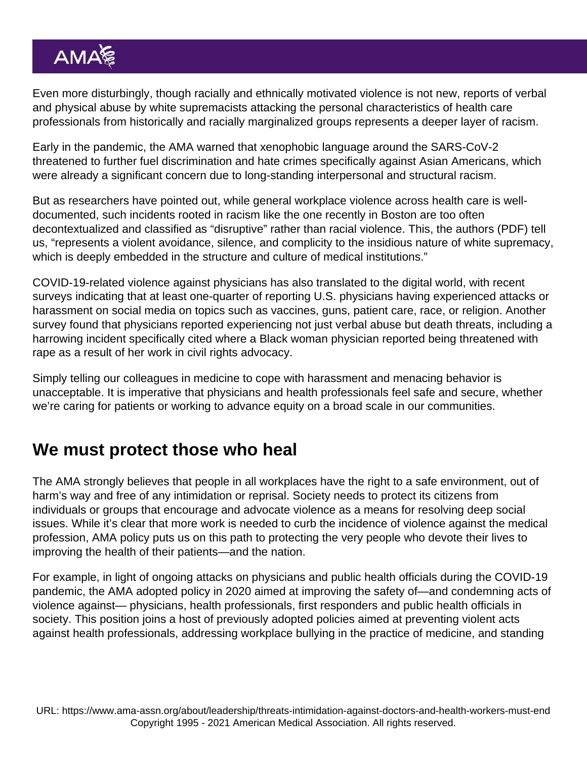Even more disturbingly, though racially and ethnically motivated violence is not new, reports of verbal and physical abuse by white supremacists attacking the personal characteristics of health care professionals from historically and racially marginalized groups represents a deeper layer of racism.

Early in the pandemic, the AMA warned that xenophobic language around the SARS-CoV-2 threatened to further fuel discrimination and hate crimes specifically against Asian Americans, which were already a significant concern due to long-standing interpersonal and structural racism.

But as researchers have pointed out, while general workplace violence across health care is well-documented, such incidents rooted in racism like the one recently in Boston are too often decontextualized and classified as "disruptive" rather than racial violence. This, the authors (PDF) tell us, "represents a violent avoidance, silence, and complicity to the insidious nature of white supremacy, which is deeply embedded in the structure and culture of medical institutions."

COVID-19-related violence against physicians has also translated to the digital world, with recent surveys indicating that at least one-quarter of reporting U.S. physicians having experienced attacks or harassment on social media on topics such as vaccines, guns, patient care, race, or religion. Another survey found that physicians reported experiencing not just verbal abuse but death threats, including a harrowing incident specifically cited where a Black woman physician reported being threatened with rape as a result of her work in civil rights advocacy.

Simply telling our colleagues in medicine to cope with harassment and menacing behavior is unacceptable. It is imperative that physicians and health professionals feel safe and secure, whether we're caring for patients or working to advance equity on a broad scale in our communities.

## We must protect those who heal

The AMA strongly believes that people in all workplaces have the right to a safe environment, out of harm's way and free of any intimidation or reprisal. Society needs to protect its citizens from individuals or groups that encourage and advocate violence as a means for resolving deep social issues. While it's clear that more work is needed to curb the incidence of violence against the medical profession, AMA policy puts us on this path to protecting the very people who devote their lives to improving the health of their patients—and the nation.

For example, in light of ongoing attacks on physicians and public health officials during the COVID-19 pandemic, the AMA adopted policy in 2020 aimed at improving the safety of—and condemning acts of violence against— physicians, health professionals, first responders and public health officials in society. This position joins a host of previously adopted policies aimed at preventing violent acts against health professionals, addressing workplace bullying in the practice of medicine, and standing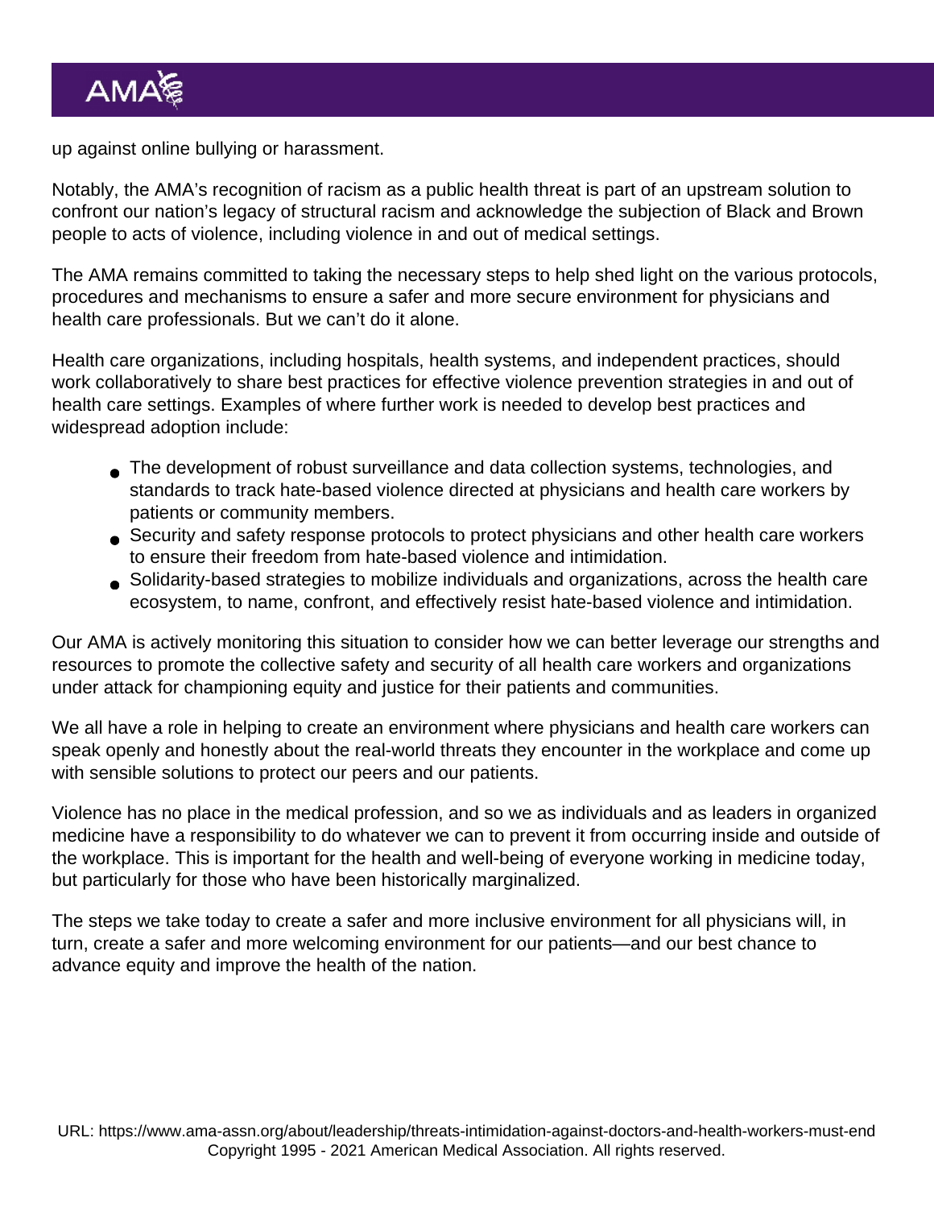up against online bullying or harassment.

Notably, the AMA's recognition of racism as a public health threat is part of an upstream solution to confront our nation's legacy of structural racism and acknowledge the subjection of Black and Brown people to acts of violence, including violence in and out of medical settings.

The AMA remains committed to taking the necessary steps to help shed light on the various protocols, procedures and mechanisms to ensure a safer and more secure environment for physicians and health care professionals. But we can't do it alone.

Health care organizations, including hospitals, health systems, and independent practices, should work collaboratively to share best practices for effective violence prevention strategies in and out of health care settings. Examples of where further work is needed to develop best practices and widespread adoption include:

- The development of robust surveillance and data collection systems, technologies, and standards to track hate-based violence directed at physicians and health care workers by patients or community members.
- Security and safety response protocols to protect physicians and other health care workers to ensure their freedom from hate-based violence and intimidation.
- Solidarity-based strategies to mobilize individuals and organizations, across the health care ecosystem, to name, confront, and effectively resist hate-based violence and intimidation.

Our AMA is actively monitoring this situation to consider how we can better leverage our strengths and resources to promote the collective safety and security of all health care workers and organizations under attack for championing equity and justice for their patients and communities.

We all have a role in helping to create an environment where physicians and health care workers can speak openly and honestly about the real-world threats they encounter in the workplace and come up with sensible solutions to protect our peers and our patients.

Violence has no place in the medical profession, and so we as individuals and as leaders in organized medicine have a responsibility to do whatever we can to prevent it from occurring inside and outside of the workplace. This is important for the health and well-being of everyone working in medicine today, but particularly for those who have been historically marginalized.

The steps we take today to create a safer and more inclusive environment for all physicians will, in turn, create a safer and more welcoming environment for our patients—and our best chance to advance equity and improve the health of the nation.